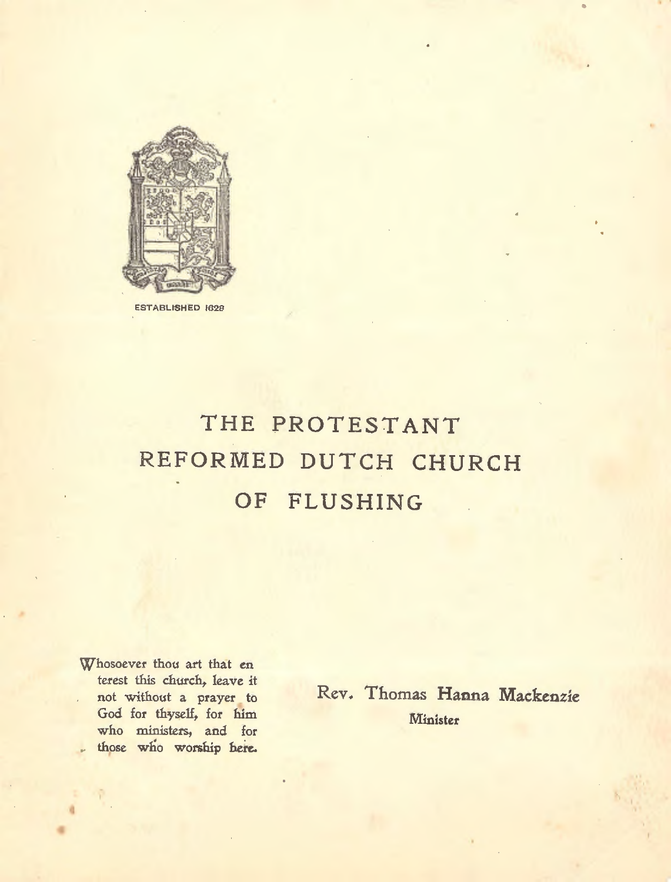ESTABLISHED 1628

# THE PROTESTANT REFORMED DUTCH CHURCH OF FLUSHING

Whosoever thou art that enterest this church, leave it not without a prayer to God for thyself, for him who ministers, and for those who worship here.

Rev. Thomas Hanna Mackenzie
Minister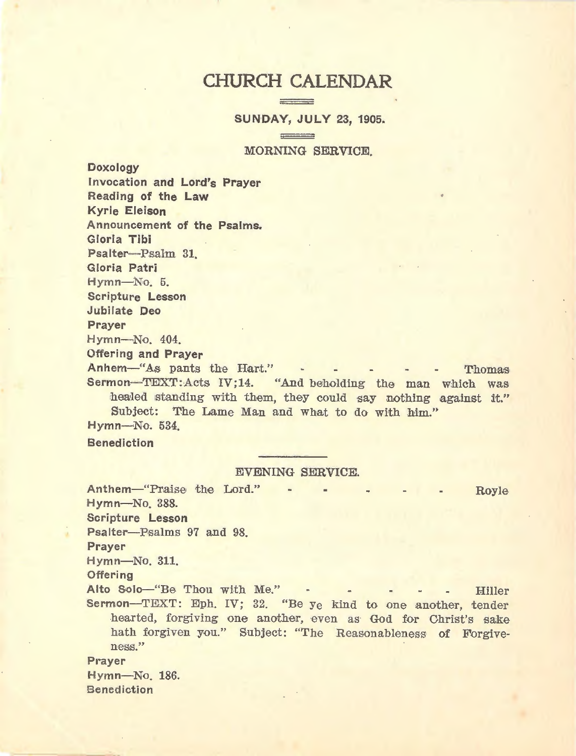# CHURCH CALENDAR

**SUNDAY, JULY 23, 1905.**

## MORNING SERVICE.

**Doxology**
**Invocation and Lord's Prayer**
**Reading of the Law**
**Kyrie Eleison**
**Announcement of the Psalms.**
**Gloria Tibi**
**Psalter**—Psalm 31.
**Gloria Patri**
**Hymn**—No. 5.
**Scripture Lesson**
**Jubilate Deo**
**Prayer**
**Hymn**—No. 404.
**Offering and Prayer**
**Anhem**—"As pants the Hart." - - - - - - Thomas
**Sermon**—TEXT: Acts IV;14. "And beholding the man which was healed standing with them, they could say nothing against it." Subject: The Lame Man and what to do with him."
**Hymn**—No. 534.
**Benediction**

## EVENING SERVICE.

**Anthem**—"Praise the Lord." - - - - - - Royle
**Hymn**—No. 388.
**Scripture Lesson**
**Psalter**—Psalms 97 and 98.
**Prayer**
**Hymn**—No. 311.
**Offering**
**Alto Solo**—"Be Thou with Me." - - - - - - Hiller
**Sermon**—TEXT: Eph. IV; 32. "Be ye kind to one another, tender hearted, forgiving one another, even as God for Christ's sake hath forgiven you." Subject: "The Reasonableness of Forgiveness."
**Prayer**
**Hymn**—No. 186.
**Benediction**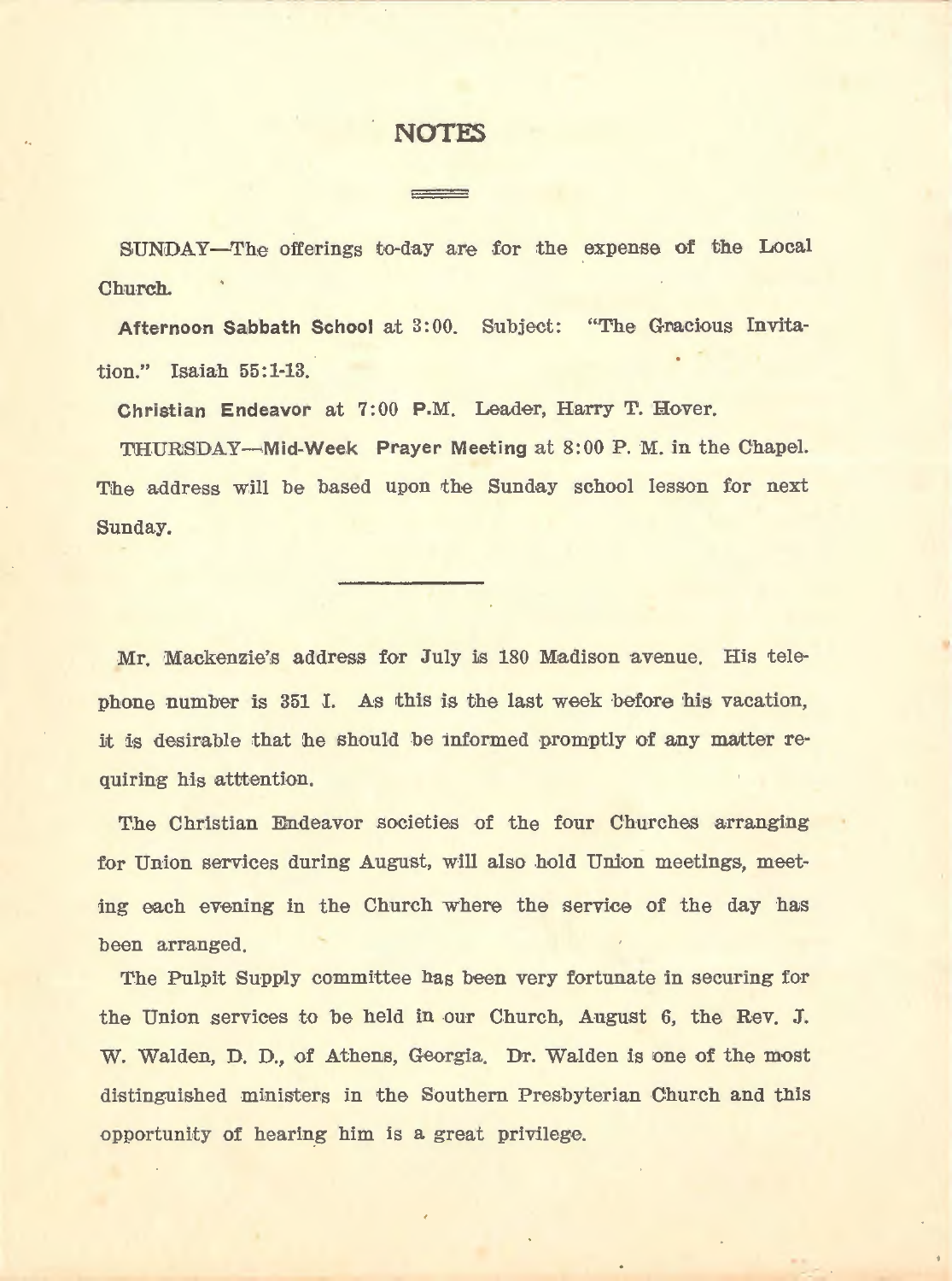# NOTES

SUNDAY—The offerings to-day are for the expense of the Local Church.

**Afternoon Sabbath School** at 3:00. Subject: "The Gracious Invitation." Isaiah 55:1-13.

**Christian Endeavor** at 7:00 P.M. Leader, Harry T. Hover.

THURSDAY—**Mid-Week Prayer Meeting** at 8:00 P. M. in the Chapel. The address will be based upon the Sunday school lesson for next Sunday.

---

Mr. Mackenzie's address for July is 180 Madison avenue. His telephone number is 351 I. As this is the last week before his vacation, it is desirable that he should be informed promptly of any matter requiring his atttention.

The Christian Endeavor societies of the four Churches arranging for Union services during August, will also hold Union meetings, meeting each evening in the Church where the service of the day has been arranged.

The Pulpit Supply committee has been very fortunate in securing for the Union services to be held in our Church, August 6, the Rev. J. W. Walden, D. D., of Athens, Georgia. Dr. Walden is one of the most distinguished ministers in the Southern Presbyterian Church and this opportunity of hearing him is a great privilege.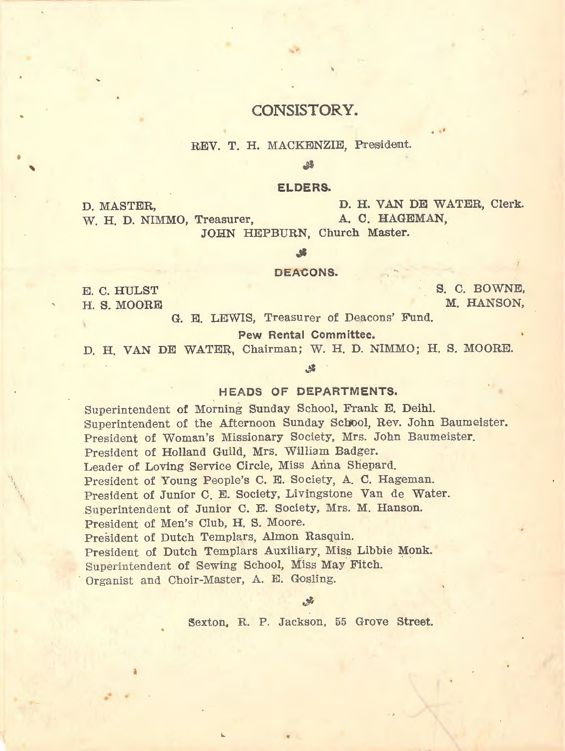# CONSISTORY.

REV. T. H. MACKENZIE, President.

## ELDERS.

D. MASTER,
D. H. VAN DE WATER, Clerk.
W. H. D. NIMMO, Treasurer,
A. C. HAGEMAN,
JOHN HEPBURN, Church Master.

## DEACONS.

E. C. HULST
S. C. BOWNE,
H. S. MOORE
M. HANSON,
G. E. LEWIS, Treasurer of Deacons' Fund.

### Pew Rental Committee.

D. H. VAN DE WATER, Chairman; W. H. D. NIMMO; H. S. MOORE.

## HEADS OF DEPARTMENTS.

Superintendent of Morning Sunday School, Frank E. Deihl.
Superintendent of the Afternoon Sunday School, Rev. John Baumeister.
President of Woman's Missionary Society, Mrs. John Baumeister.
President of Holland Guild, Mrs. William Badger.
Leader of Loving Service Circle, Miss Anna Shepard.
President of Young People's C. E. Society, A. C. Hageman.
President of Junior C. E. Society, Livingstone Van de Water.
Superintendent of Junior C. E. Society, Mrs. M. Hanson.
President of Men's Club, H. S. Moore.
President of Dutch Templars, Almon Rasquin.
President of Dutch Templars Auxiliary, Miss Libbie Monk.
Superintendent of Sewing School, Miss May Fitch.
Organist and Choir-Master, A. E. Gosling.

Sexton, R. P. Jackson, 55 Grove Street.